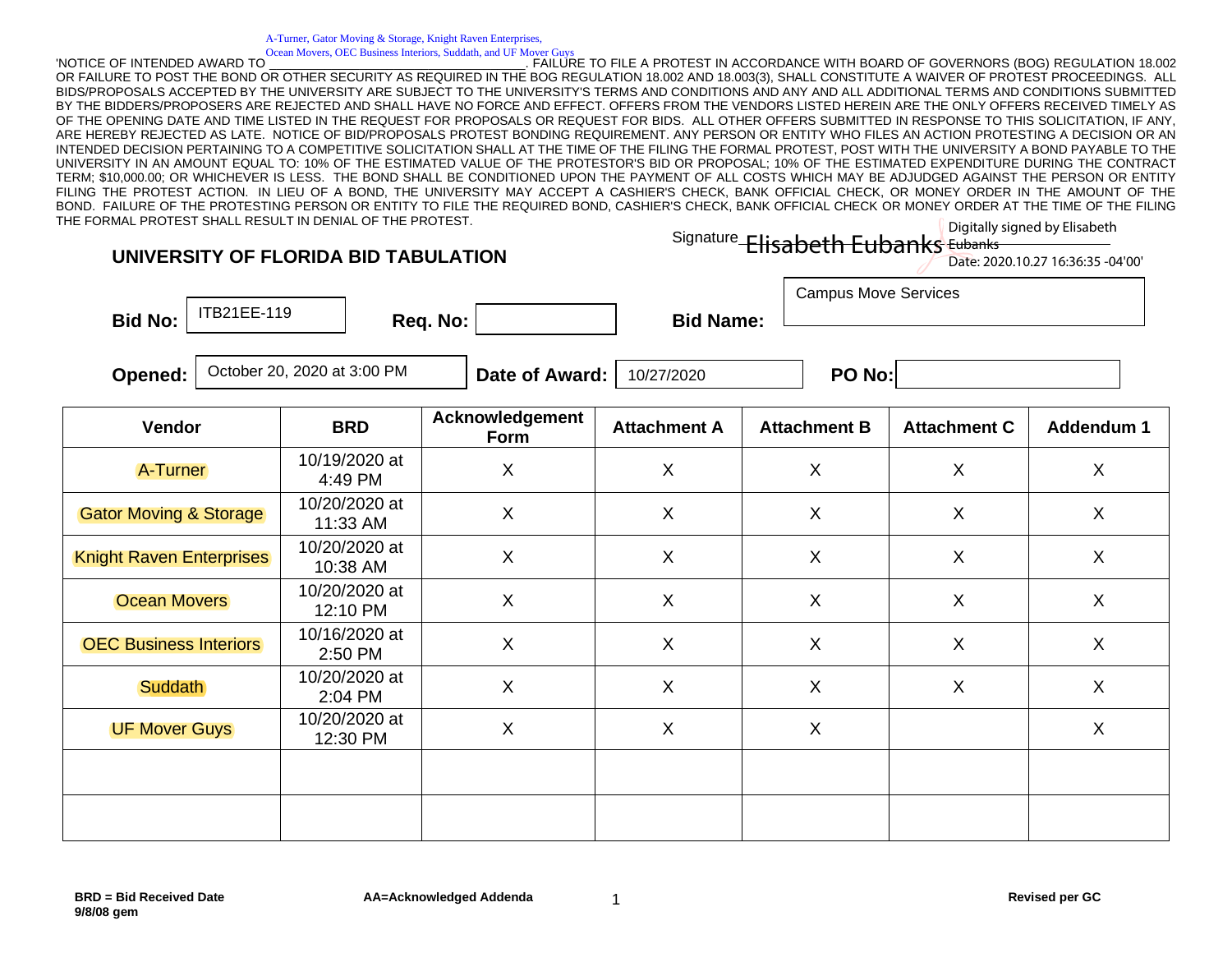'NOTICE OF INTENDED AWARD TO A-Turner, Gator Moving & Storage, Knight Raven Enterprises, Ocean Movers, OEC Business Interiors, Suddath, and UF Mover Guys. FAILURE TO FILE A PROTEST IN ACCORDANCE WITH BOARD OF GOVERNORS (BOG) REGULATION 18.002 OR FAILURE TO POST THE BOND OR OTHER SECURITY AS REQUIRED IN THE BOG REGULATION 18.002 AND 18.003(3), SHALL CONSTITUTE A WAIVER OF PROTEST PROCEEDINGS. ALL BIDS/PROPOSALS ACCEPTED BY THE UNIVERSITY ARE SUBJECT TO THE UNIVERSITY'S TERMS AND CONDITIONS AND ANY AND ALL ADDITIONAL TERMS AND CONDITIONS SUBMITTED BY THE BIDDERS/PROPOSERS ARE REJECTED AND SHALL HAVE NO FORCE AND EFFECT. OFFERS FROM THE VENDORS LISTED HEREIN ARE THE ONLY OFFERS RECEIVED TIMELY AS OF THE OPENING DATE AND TIME LISTED IN THE REQUEST FOR PROPOSALS OR REQUEST FOR BIDS. ALL OTHER OFFERS SUBMITTED IN RESPONSE TO THIS SOLICITATION, IF ANY, ARE HEREBY REJECTED AS LATE. NOTICE OF BID/PROPOSALS PROTEST BONDING REQUIREMENT. ANY PERSON OR ENTITY WHO FILES AN ACTION PROTESTING A DECISION OR AN INTENDED DECISION PERTAINING TO A COMPETITIVE SOLICITATION SHALL AT THE TIME OF THE FILING THE FORMAL PROTEST, POST WITH THE UNIVERSITY A BOND PAYABLE TO THE UNIVERSITY IN AN AMOUNT EQUAL TO: 10% OF THE ESTIMATED VALUE OF THE PROTESTOR'S BID OR PROPOSAL; 10% OF THE ESTIMATED EXPENDITURE DURING THE CONTRACT TERM; $10,000.00; OR WHICHEVER IS LESS. THE BOND SHALL BE CONDITIONED UPON THE PAYMENT OF ALL COSTS WHICH MAY BE ADJUDGED AGAINST THE PERSON OR ENTITY FILING THE PROTEST ACTION. IN LIEU OF A BOND, THE UNIVERSITY MAY ACCEPT A CASHIER'S CHECK, BANK OFFICIAL CHECK, OR MONEY ORDER IN THE AMOUNT OF THE BOND. FAILURE OF THE PROTESTING PERSON OR ENTITY TO FILE THE REQUIRED BOND, CASHIER'S CHECK, BANK OFFICIAL CHECK OR MONEY ORDER AT THE TIME OF THE FILING THE FORMAL PROTEST SHALL RESULT IN DENIAL OF THE PROTEST.

Signature Elisabeth Eubanks — Digitally signed by Elisabeth Eubanks Date: 2020.10.27 16:36:35 -04'00'

## UNIVERSITY OF FLORIDA BID TABULATION

**Bid No:** ITB21EE-119 **Req. No:** **Bid Name:** Campus Move Services

**Opened:** October 20, 2020 at 3:00 PM **Date of Award:** 10/27/2020 **PO No:**

| Vendor | BRD | Acknowledgement Form | Attachment A | Attachment B | Attachment C | Addendum 1 |
|---|---|---|---|---|---|---|
| A-Turner | 10/19/2020 at 4:49 PM | X | X | X | X | X |
| Gator Moving & Storage | 10/20/2020 at 11:33 AM | X | X | X | X | X |
| Knight Raven Enterprises | 10/20/2020 at 10:38 AM | X | X | X | X | X |
| Ocean Movers | 10/20/2020 at 12:10 PM | X | X | X | X | X |
| OEC Business Interiors | 10/16/2020 at 2:50 PM | X | X | X | X | X |
| Suddath | 10/20/2020 at 2:04 PM | X | X | X | X | X |
| UF Mover Guys | 10/20/2020 at 12:30 PM | X | X | X | | X |
| | | | | | | |
| | | | | | | |

**BRD = Bid Received Date** **AA=Acknowledged Addenda** **Revised per GC**

**9/8/08 gem**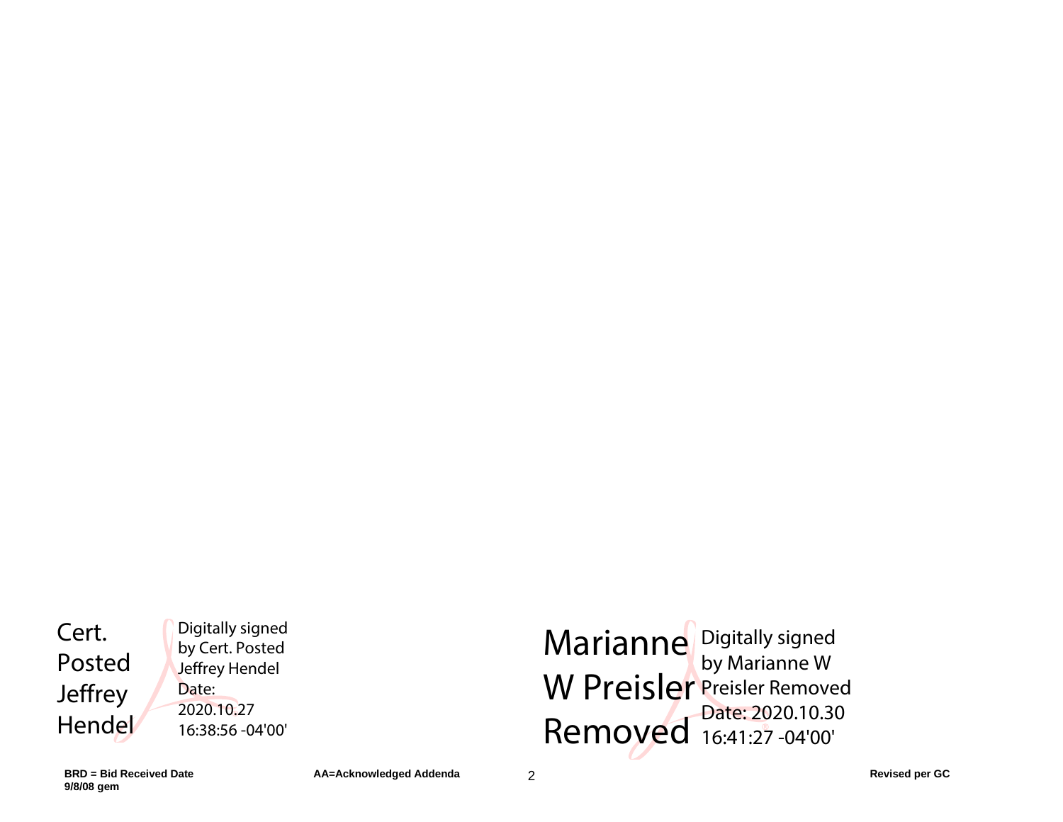Cert. Posted Jeffrey Hendel

Digitally signed by Cert. Posted Jeffrey Hendel
Date: 2020.10.27 16:38:56 -04'00'

Marianne W Preisler Removed

Digitally signed by Marianne W Preisler Removed
Date: 2020.10.30 16:41:27 -04'00'

**BRD = Bid Received Date**
**9/8/08 gem**

**AA=Acknowledged Addenda**

**Revised per GC**